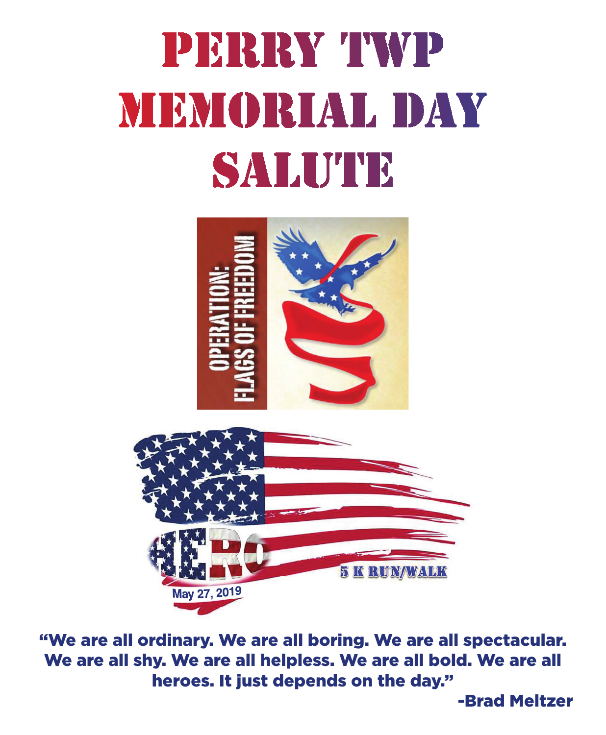# PERRY TWP MEMORIAL DAY SALUTE

OPERATION: FLAGS OF FREEDOM

HERO

5 K RUN/WALK

May 27, 2019

**"We are all ordinary. We are all boring. We are all spectacular. We are all shy. We are all helpless. We are all bold. We are all heroes. It just depends on the day."**

**-Brad Meltzer**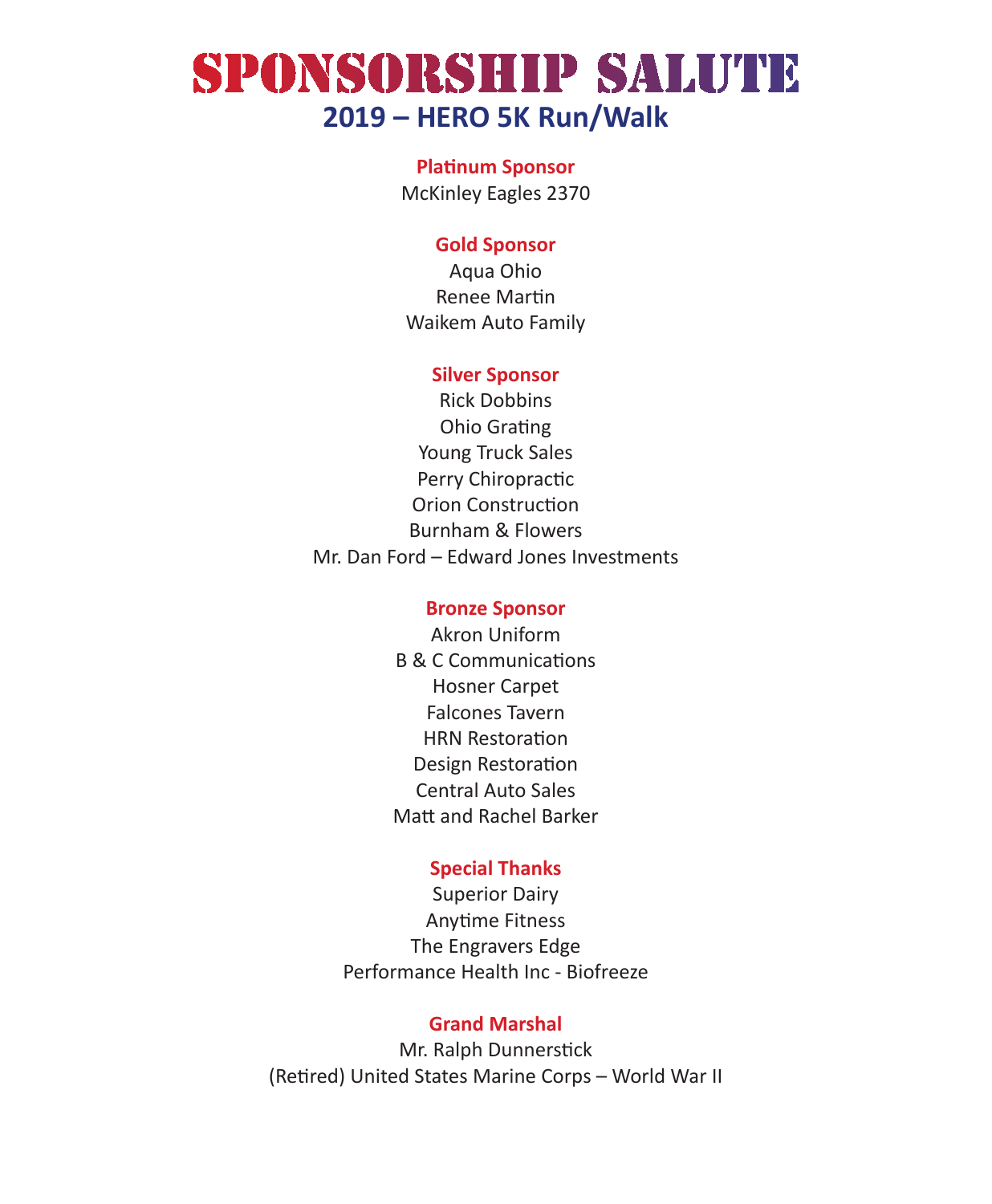# SPONSORSHIP SALUTE

## 2019 – HERO 5K Run/Walk

### Platinum Sponsor

McKinley Eagles 2370

### Gold Sponsor

Aqua Ohio
Renee Martin
Waikem Auto Family

### Silver Sponsor

Rick Dobbins
Ohio Grating
Young Truck Sales
Perry Chiropractic
Orion Construction
Burnham & Flowers
Mr. Dan Ford – Edward Jones Investments

### Bronze Sponsor

Akron Uniform
B & C Communications
Hosner Carpet
Falcones Tavern
HRN Restoration
Design Restoration
Central Auto Sales
Matt and Rachel Barker

### Special Thanks

Superior Dairy
Anytime Fitness
The Engravers Edge
Performance Health Inc - Biofreeze

### Grand Marshal

Mr. Ralph Dunnerstick
(Retired) United States Marine Corps – World War II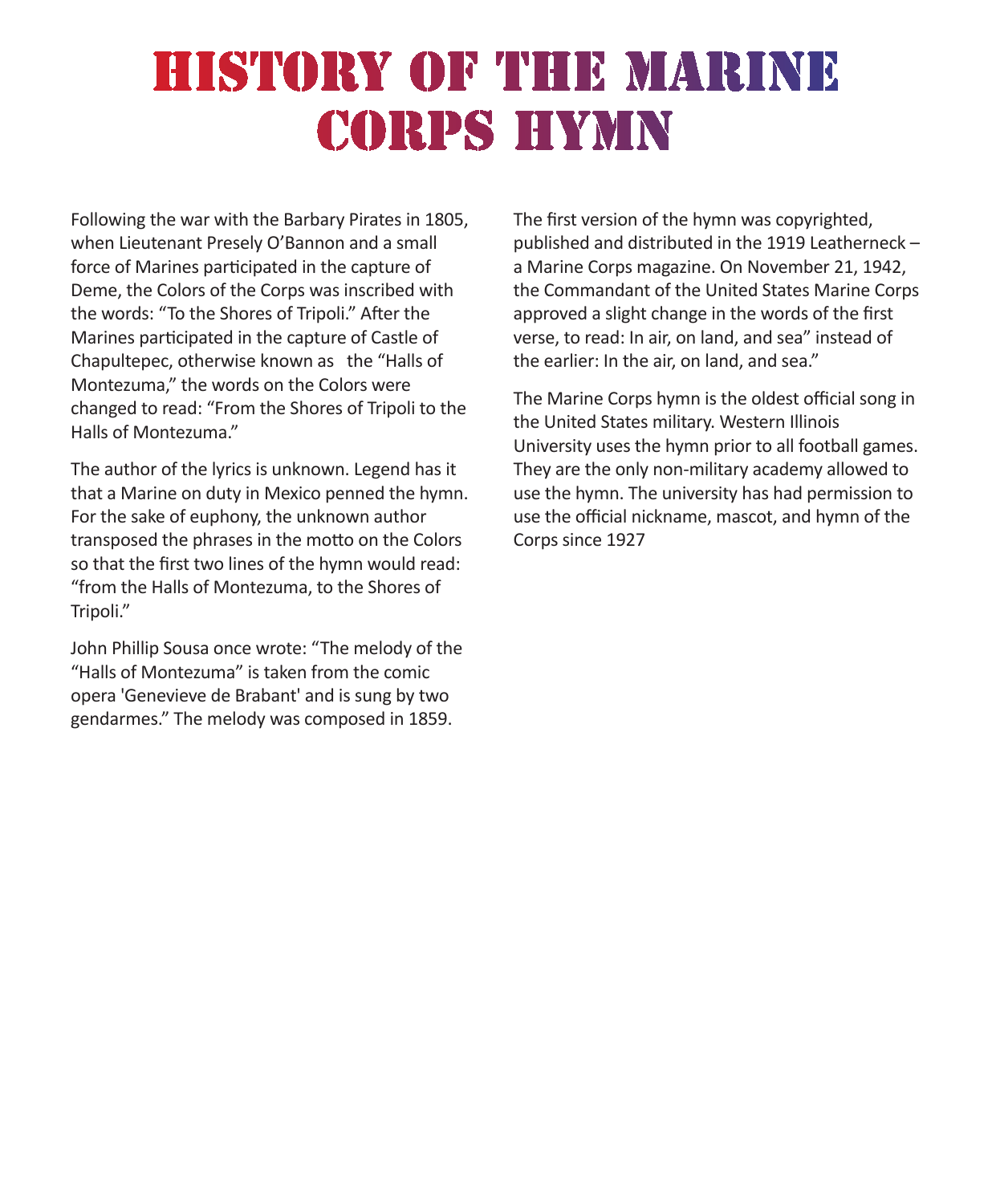# HISTORY OF THE MARINE CORPS HYMN

Following the war with the Barbary Pirates in 1805, when Lieutenant Presely O'Bannon and a small force of Marines participated in the capture of Deme, the Colors of the Corps was inscribed with the words: "To the Shores of Tripoli." After the Marines participated in the capture of Castle of Chapultepec, otherwise known as the "Halls of Montezuma," the words on the Colors were changed to read: "From the Shores of Tripoli to the Halls of Montezuma."

The author of the lyrics is unknown. Legend has it that a Marine on duty in Mexico penned the hymn. For the sake of euphony, the unknown author transposed the phrases in the motto on the Colors so that the first two lines of the hymn would read: "from the Halls of Montezuma, to the Shores of Tripoli."

John Phillip Sousa once wrote: "The melody of the "Halls of Montezuma" is taken from the comic opera 'Genevieve de Brabant' and is sung by two gendarmes." The melody was composed in 1859.

The first version of the hymn was copyrighted, published and distributed in the 1919 Leatherneck – a Marine Corps magazine. On November 21, 1942, the Commandant of the United States Marine Corps approved a slight change in the words of the first verse, to read: In air, on land, and sea" instead of the earlier: In the air, on land, and sea."

The Marine Corps hymn is the oldest official song in the United States military. Western Illinois University uses the hymn prior to all football games. They are the only non-military academy allowed to use the hymn. The university has had permission to use the official nickname, mascot, and hymn of the Corps since 1927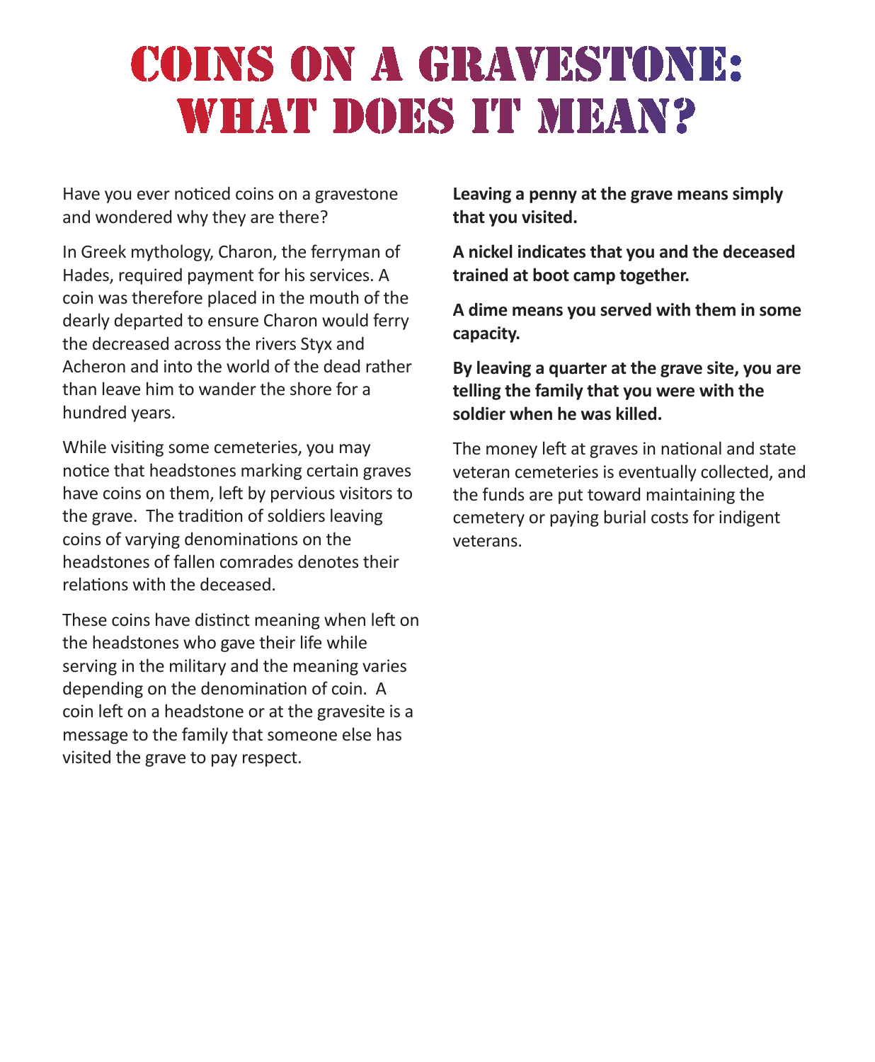# Coins on a Gravestone: What Does It Mean?

Have you ever noticed coins on a gravestone and wondered why they are there?

In Greek mythology, Charon, the ferryman of Hades, required payment for his services. A coin was therefore placed in the mouth of the dearly departed to ensure Charon would ferry the decreased across the rivers Styx and Acheron and into the world of the dead rather than leave him to wander the shore for a hundred years.

While visiting some cemeteries, you may notice that headstones marking certain graves have coins on them, left by pervious visitors to the grave. The tradition of soldiers leaving coins of varying denominations on the headstones of fallen comrades denotes their relations with the deceased.

These coins have distinct meaning when left on the headstones who gave their life while serving in the military and the meaning varies depending on the denomination of coin. A coin left on a headstone or at the gravesite is a message to the family that someone else has visited the grave to pay respect.

**Leaving a penny at the grave means simply that you visited.**

**A nickel indicates that you and the deceased trained at boot camp together.**

**A dime means you served with them in some capacity.**

**By leaving a quarter at the grave site, you are telling the family that you were with the soldier when he was killed.**

The money left at graves in national and state veteran cemeteries is eventually collected, and the funds are put toward maintaining the cemetery or paying burial costs for indigent veterans.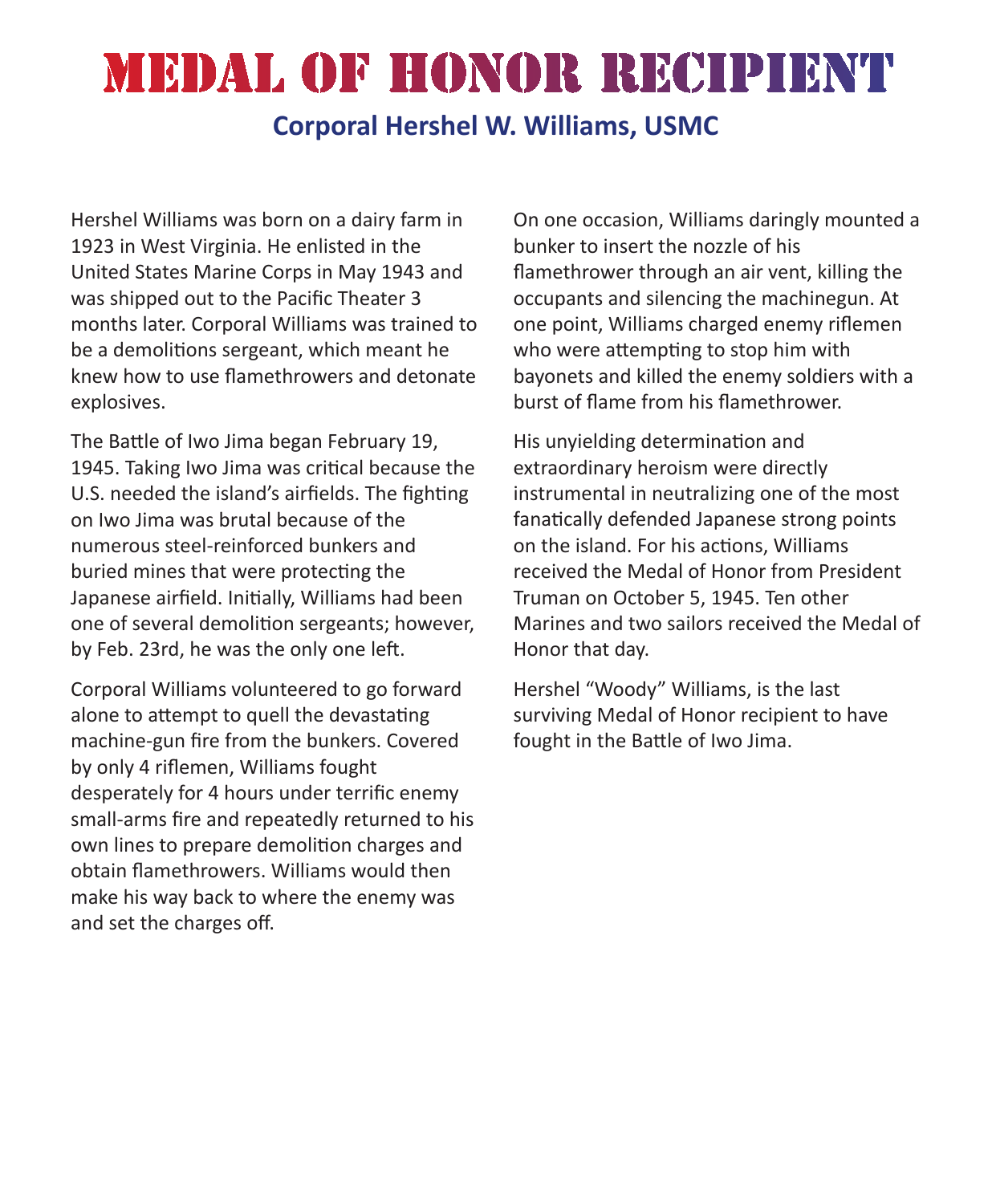# Medal of Honor Recipient

## Corporal Hershel W. Williams, USMC

Hershel Williams was born on a dairy farm in 1923 in West Virginia. He enlisted in the United States Marine Corps in May 1943 and was shipped out to the Pacific Theater 3 months later. Corporal Williams was trained to be a demolitions sergeant, which meant he knew how to use flamethrowers and detonate explosives.

The Battle of Iwo Jima began February 19, 1945. Taking Iwo Jima was critical because the U.S. needed the island's airfields. The fighting on Iwo Jima was brutal because of the numerous steel-reinforced bunkers and buried mines that were protecting the Japanese airfield. Initially, Williams had been one of several demolition sergeants; however, by Feb. 23rd, he was the only one left.

Corporal Williams volunteered to go forward alone to attempt to quell the devastating machine-gun fire from the bunkers. Covered by only 4 riflemen, Williams fought desperately for 4 hours under terrific enemy small-arms fire and repeatedly returned to his own lines to prepare demolition charges and obtain flamethrowers. Williams would then make his way back to where the enemy was and set the charges off.

On one occasion, Williams daringly mounted a bunker to insert the nozzle of his flamethrower through an air vent, killing the occupants and silencing the machinegun. At one point, Williams charged enemy riflemen who were attempting to stop him with bayonets and killed the enemy soldiers with a burst of flame from his flamethrower.

His unyielding determination and extraordinary heroism were directly instrumental in neutralizing one of the most fanatically defended Japanese strong points on the island. For his actions, Williams received the Medal of Honor from President Truman on October 5, 1945. Ten other Marines and two sailors received the Medal of Honor that day.

Hershel "Woody" Williams, is the last surviving Medal of Honor recipient to have fought in the Battle of Iwo Jima.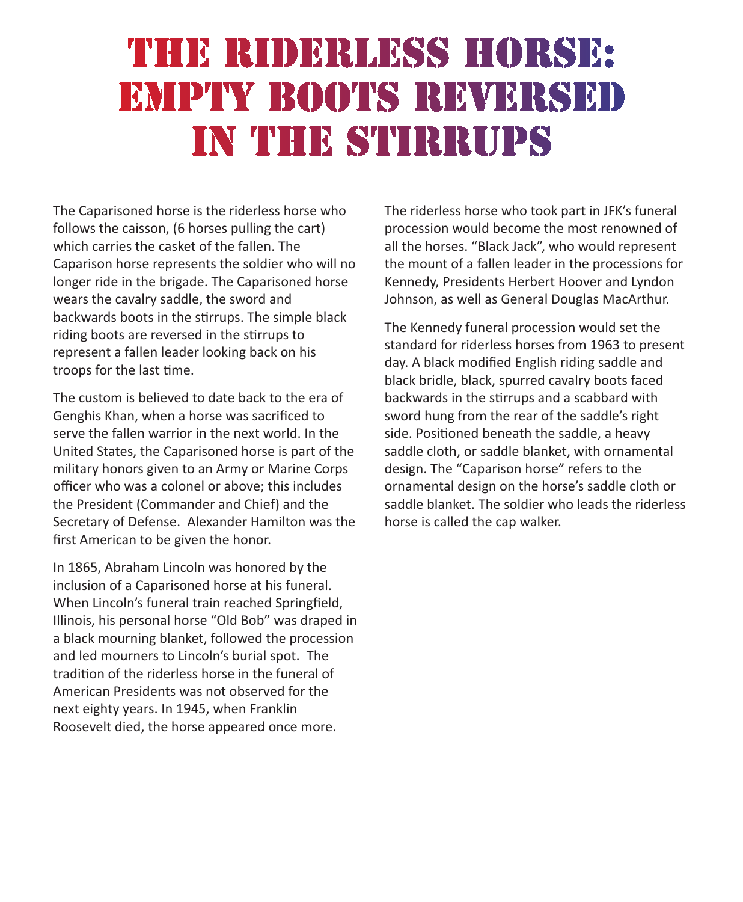# The Riderless Horse: Empty Boots Reversed in the Stirrups

The Caparisoned horse is the riderless horse who follows the caisson, (6 horses pulling the cart) which carries the casket of the fallen. The Caparison horse represents the soldier who will no longer ride in the brigade. The Caparisoned horse wears the cavalry saddle, the sword and backwards boots in the stirrups. The simple black riding boots are reversed in the stirrups to represent a fallen leader looking back on his troops for the last time.

The custom is believed to date back to the era of Genghis Khan, when a horse was sacrificed to serve the fallen warrior in the next world. In the United States, the Caparisoned horse is part of the military honors given to an Army or Marine Corps officer who was a colonel or above; this includes the President (Commander and Chief) and the Secretary of Defense. Alexander Hamilton was the first American to be given the honor.

In 1865, Abraham Lincoln was honored by the inclusion of a Caparisoned horse at his funeral. When Lincoln's funeral train reached Springfield, Illinois, his personal horse "Old Bob" was draped in a black mourning blanket, followed the procession and led mourners to Lincoln's burial spot. The tradition of the riderless horse in the funeral of American Presidents was not observed for the next eighty years. In 1945, when Franklin Roosevelt died, the horse appeared once more.

The riderless horse who took part in JFK's funeral procession would become the most renowned of all the horses. "Black Jack", who would represent the mount of a fallen leader in the processions for Kennedy, Presidents Herbert Hoover and Lyndon Johnson, as well as General Douglas MacArthur.

The Kennedy funeral procession would set the standard for riderless horses from 1963 to present day. A black modified English riding saddle and black bridle, black, spurred cavalry boots faced backwards in the stirrups and a scabbard with sword hung from the rear of the saddle's right side. Positioned beneath the saddle, a heavy saddle cloth, or saddle blanket, with ornamental design. The "Caparison horse" refers to the ornamental design on the horse's saddle cloth or saddle blanket. The soldier who leads the riderless horse is called the cap walker.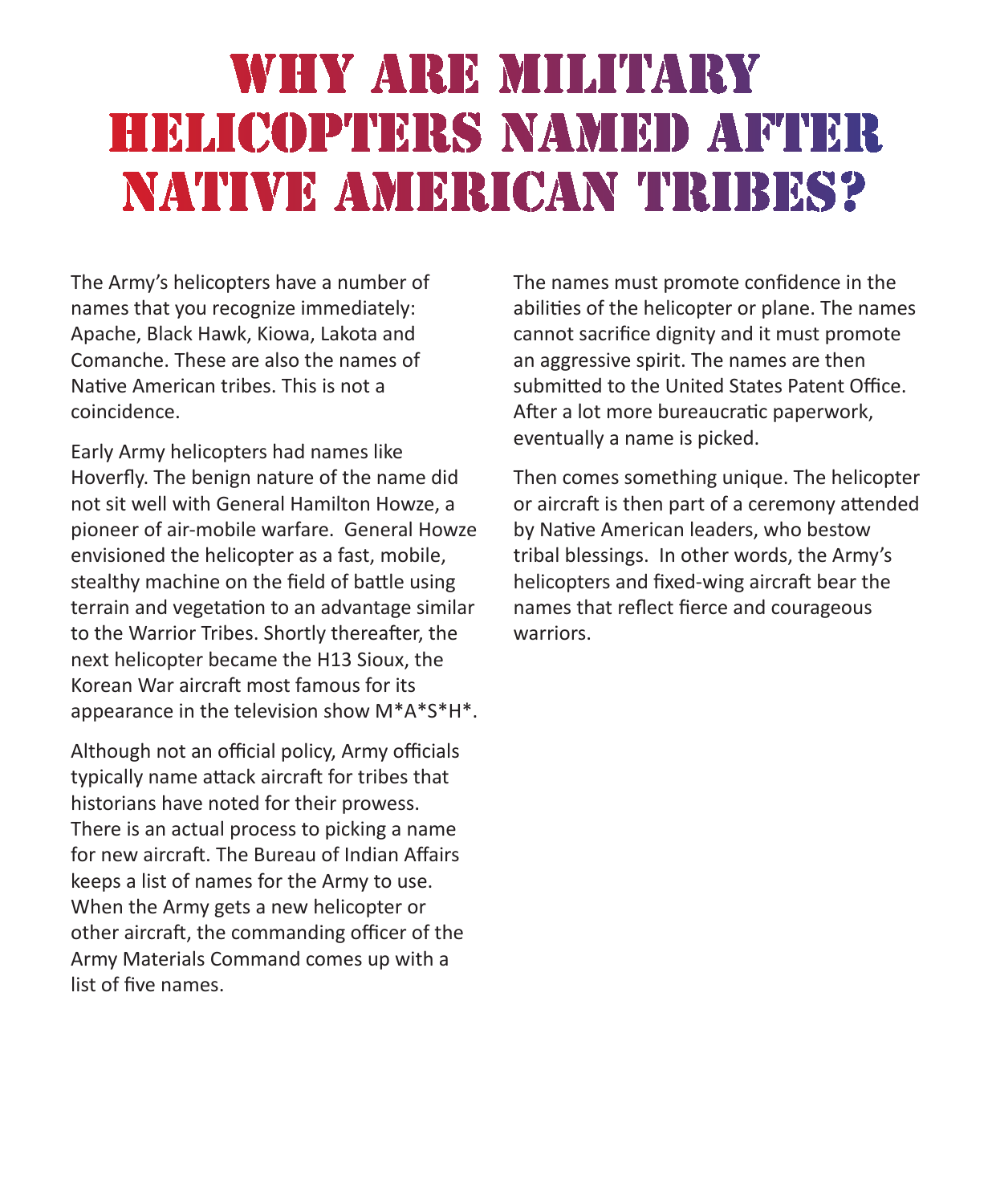# Why Are Military Helicopters Named After Native American Tribes?

The Army's helicopters have a number of names that you recognize immediately: Apache, Black Hawk, Kiowa, Lakota and Comanche. These are also the names of Native American tribes. This is not a coincidence.

Early Army helicopters had names like Hoverfly. The benign nature of the name did not sit well with General Hamilton Howze, a pioneer of air-mobile warfare. General Howze envisioned the helicopter as a fast, mobile, stealthy machine on the field of battle using terrain and vegetation to an advantage similar to the Warrior Tribes. Shortly thereafter, the next helicopter became the H13 Sioux, the Korean War aircraft most famous for its appearance in the television show M*A*S*H*.

Although not an official policy, Army officials typically name attack aircraft for tribes that historians have noted for their prowess. There is an actual process to picking a name for new aircraft. The Bureau of Indian Affairs keeps a list of names for the Army to use. When the Army gets a new helicopter or other aircraft, the commanding officer of the Army Materials Command comes up with a list of five names.

The names must promote confidence in the abilities of the helicopter or plane. The names cannot sacrifice dignity and it must promote an aggressive spirit. The names are then submitted to the United States Patent Office. After a lot more bureaucratic paperwork, eventually a name is picked.

Then comes something unique. The helicopter or aircraft is then part of a ceremony attended by Native American leaders, who bestow tribal blessings. In other words, the Army's helicopters and fixed-wing aircraft bear the names that reflect fierce and courageous warriors.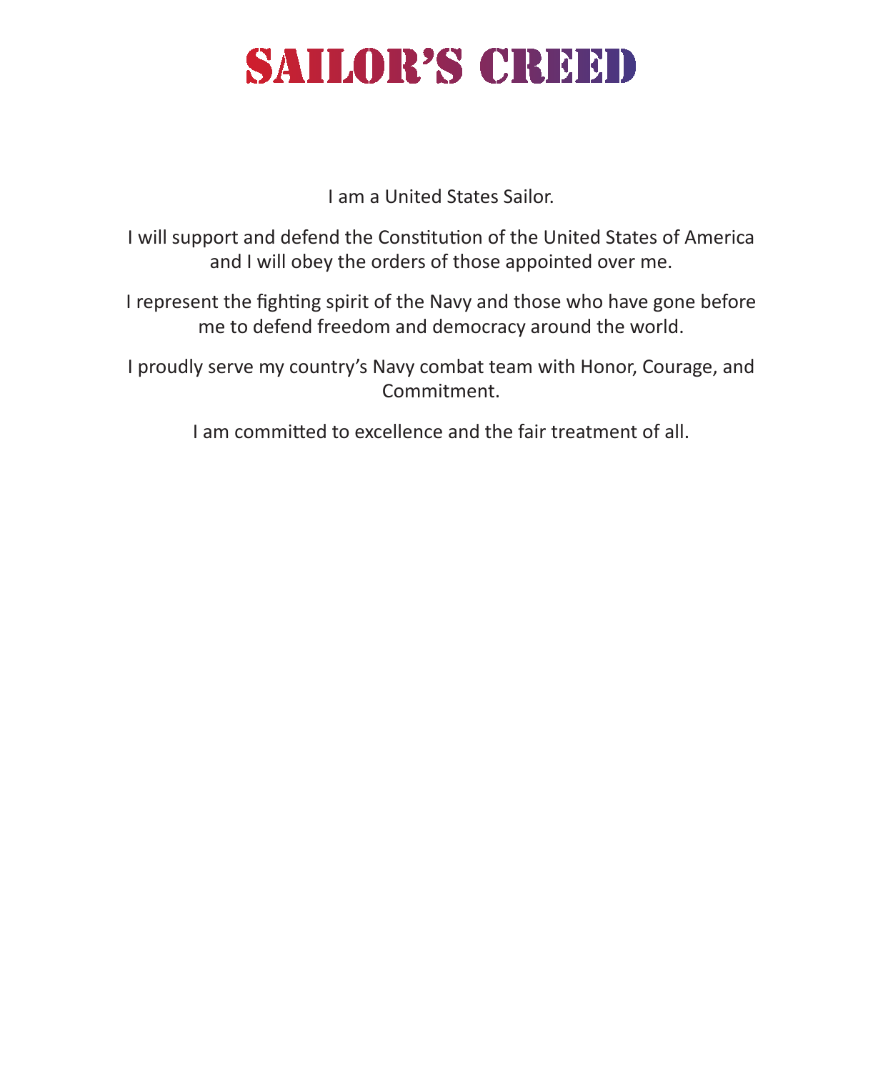# SAILOR'S CREED

I am a United States Sailor.

I will support and defend the Constitution of the United States of America and I will obey the orders of those appointed over me.

I represent the fighting spirit of the Navy and those who have gone before me to defend freedom and democracy around the world.

I proudly serve my country's Navy combat team with Honor, Courage, and Commitment.

I am committed to excellence and the fair treatment of all.